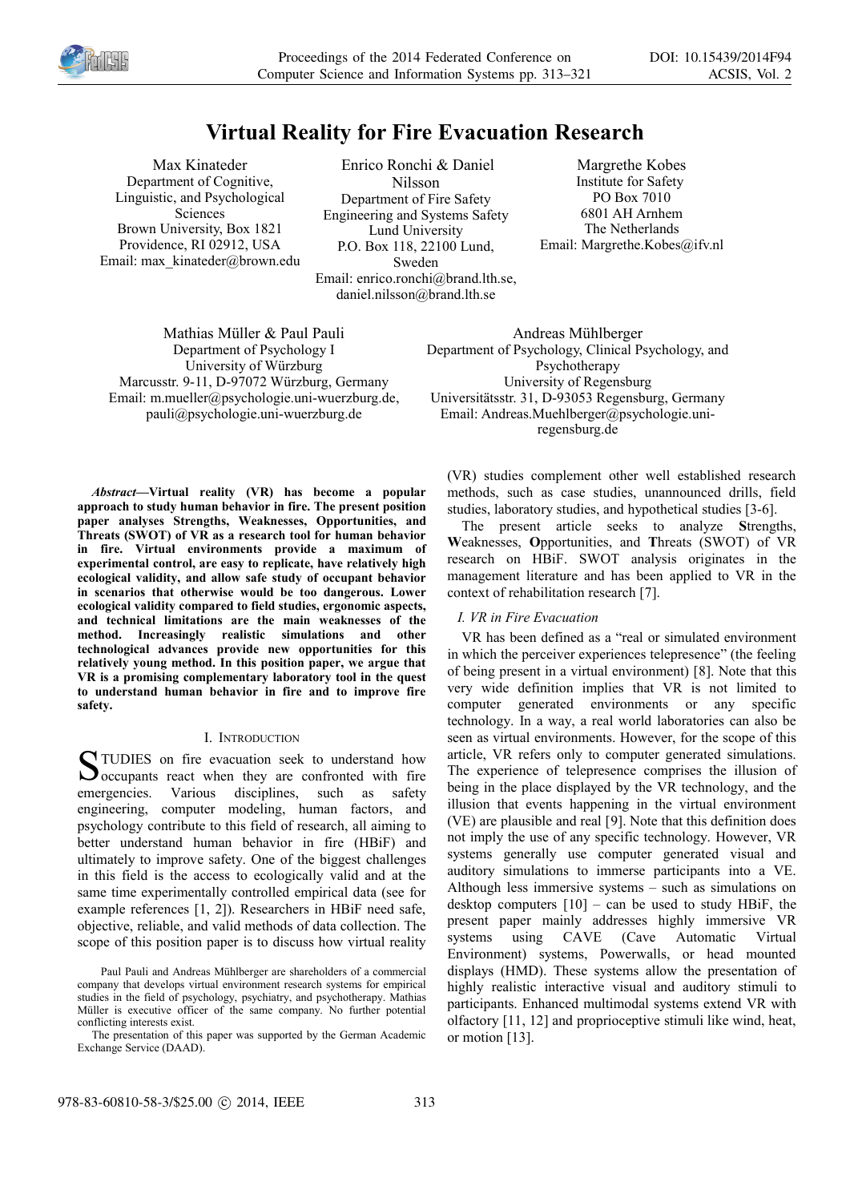# Virtual Reality for Fire Evacuation Research

Max Kinateder
Department of Cognitive, Linguistic, and Psychological Sciences
Brown University, Box 1821
Providence, RI 02912, USA
Email: max_kinateder@brown.edu

Enrico Ronchi & Daniel Nilsson
Department of Fire Safety Engineering and Systems Safety
Lund University
P.O. Box 118, 22100 Lund, Sweden
Email: enrico.ronchi@brand.lth.se, daniel.nilsson@brand.lth.se

Margrethe Kobes
Institute for Safety
PO Box 7010
6801 AH Arnhem
The Netherlands
Email: Margrethe.Kobes@ifv.nl

Mathias Müller & Paul Pauli
Department of Psychology I
University of Würzburg
Marcusstr. 9-11, D-97072 Würzburg, Germany
Email: m.mueller@psychologie.uni-wuerzburg.de, pauli@psychologie.uni-wuerzburg.de

Andreas Mühlberger
Department of Psychology, Clinical Psychology, and Psychotherapy
University of Regensburg
Universitätsstr. 31, D-93053 Regensburg, Germany
Email: Andreas.Muehlberger@psychologie.uni-regensburg.de

***Abstract*—Virtual reality (VR) has become a popular approach to study human behavior in fire. The present position paper analyses Strengths, Weaknesses, Opportunities, and Threats (SWOT) of VR as a research tool for human behavior in fire. Virtual environments provide a maximum of experimental control, are easy to replicate, have relatively high ecological validity, and allow safe study of occupant behavior in scenarios that otherwise would be too dangerous. Lower ecological validity compared to field studies, ergonomic aspects, and technical limitations are the main weaknesses of the method. Increasingly realistic simulations and other technological advances provide new opportunities for this relatively young method. In this position paper, we argue that VR is a promising complementary laboratory tool in the quest to understand human behavior in fire and to improve fire safety.**

## I. Introduction

STUDIES on fire evacuation seek to understand how occupants react when they are confronted with fire emergencies. Various disciplines, such as safety engineering, computer modeling, human factors, and psychology contribute to this field of research, all aiming to better understand human behavior in fire (HBiF) and ultimately to improve safety. One of the biggest challenges in this field is the access to ecologically valid and at the same time experimentally controlled empirical data (see for example references [1, 2]). Researchers in HBiF need safe, objective, reliable, and valid methods of data collection. The scope of this position paper is to discuss how virtual reality (VR) studies complement other well established research methods, such as case studies, unannounced drills, field studies, laboratory studies, and hypothetical studies [3-6].

The present article seeks to analyze **S**trengths, **W**eaknesses, **O**pportunities, and **T**hreats (SWOT) of VR research on HBiF. SWOT analysis originates in the management literature and has been applied to VR in the context of rehabilitation research [7].

### *I. VR in Fire Evacuation*

VR has been defined as a "real or simulated environment in which the perceiver experiences telepresence" (the feeling of being present in a virtual environment) [8]. Note that this very wide definition implies that VR is not limited to computer generated environments or any specific technology. In a way, a real world laboratories can also be seen as virtual environments. However, for the scope of this article, VR refers only to computer generated simulations. The experience of telepresence comprises the illusion of being in the place displayed by the VR technology, and the illusion that events happening in the virtual environment (VE) are plausible and real [9]. Note that this definition does not imply the use of any specific technology. However, VR systems generally use computer generated visual and auditory simulations to immerse participants into a VE. Although less immersive systems – such as simulations on desktop computers [10] – can be used to study HBiF, the present paper mainly addresses highly immersive VR systems using CAVE (Cave Automatic Virtual Environment) systems, Powerwalls, or head mounted displays (HMD). These systems allow the presentation of highly realistic interactive visual and auditory stimuli to participants. Enhanced multimodal systems extend VR with olfactory [11, 12] and proprioceptive stimuli like wind, heat, or motion [13].

Paul Pauli and Andreas Mühlberger are shareholders of a commercial company that develops virtual environment research systems for empirical studies in the field of psychology, psychiatry, and psychotherapy. Mathias Müller is executive officer of the same company. No further potential conflicting interests exist.

The presentation of this paper was supported by the German Academic Exchange Service (DAAD).

978-83-60810-58-3/$25.00 © 2014, IEEE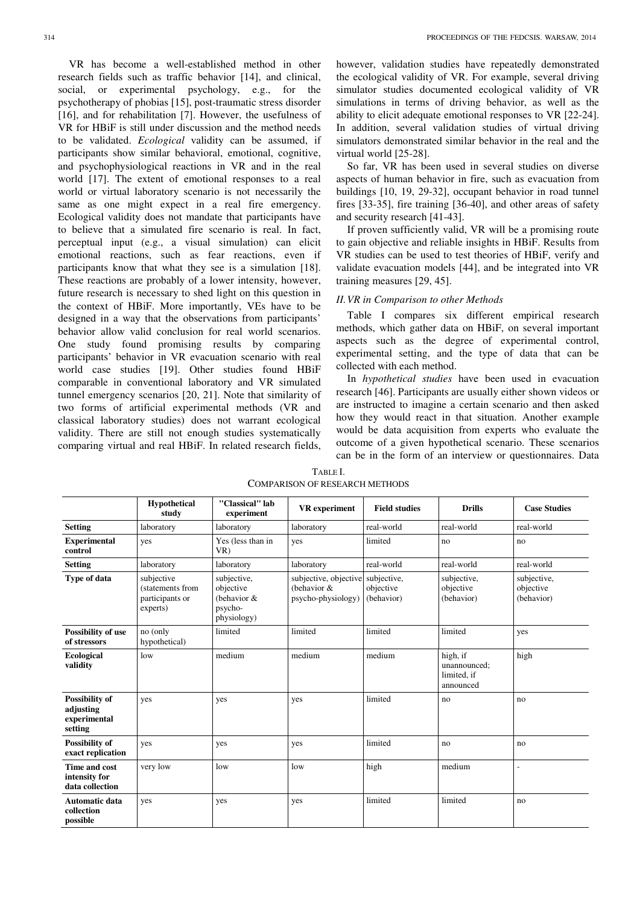VR has become a well-established method in other research fields such as traffic behavior [14], and clinical, social, or experimental psychology, e.g., for the psychotherapy of phobias [15], post-traumatic stress disorder [16], and for rehabilitation [7]. However, the usefulness of VR for HBiF is still under discussion and the method needs to be validated. *Ecological* validity can be assumed, if participants show similar behavioral, emotional, cognitive, and psychophysiological reactions in VR and in the real world [17]. The extent of emotional responses to a real world or virtual laboratory scenario is not necessarily the same as one might expect in a real fire emergency. Ecological validity does not mandate that participants have to believe that a simulated fire scenario is real. In fact, perceptual input (e.g., a visual simulation) can elicit emotional reactions, such as fear reactions, even if participants know that what they see is a simulation [18]. These reactions are probably of a lower intensity, however, future research is necessary to shed light on this question in the context of HBiF. More importantly, VEs have to be designed in a way that the observations from participants' behavior allow valid conclusion for real world scenarios. One study found promising results by comparing participants' behavior in VR evacuation scenario with real world case studies [19]. Other studies found HBiF comparable in conventional laboratory and VR simulated tunnel emergency scenarios [20, 21]. Note that similarity of two forms of artificial experimental methods (VR and classical laboratory studies) does not warrant ecological validity. There are still not enough studies systematically comparing virtual and real HBiF. In related research fields, however, validation studies have repeatedly demonstrated the ecological validity of VR. For example, several driving simulator studies documented ecological validity of VR simulations in terms of driving behavior, as well as the ability to elicit adequate emotional responses to VR [22-24]. In addition, several validation studies of virtual driving simulators demonstrated similar behavior in the real and the virtual world [25-28].

So far, VR has been used in several studies on diverse aspects of human behavior in fire, such as evacuation from buildings [10, 19, 29-32], occupant behavior in road tunnel fires [33-35], fire training [36-40], and other areas of safety and security research [41-43].

If proven sufficiently valid, VR will be a promising route to gain objective and reliable insights in HBiF. Results from VR studies can be used to test theories of HBiF, verify and validate evacuation models [44], and be integrated into VR training measures [29, 45].

## *II. VR in Comparison to other Methods*

Table I compares six different empirical research methods, which gather data on HBiF, on several important aspects such as the degree of experimental control, experimental setting, and the type of data that can be collected with each method.

In *hypothetical studies* have been used in evacuation research [46]. Participants are usually either shown videos or are instructed to imagine a certain scenario and then asked how they would react in that situation. Another example would be data acquisition from experts who evaluate the outcome of a given hypothetical scenario. These scenarios can be in the form of an interview or questionnaires. Data

TABLE I.
COMPARISON OF RESEARCH METHODS

| | Hypothetical study | "Classical" lab experiment | VR experiment | Field studies | Drills | Case Studies |
|---|---|---|---|---|---|---|
| **Setting** | laboratory | laboratory | laboratory | real-world | real-world | real-world |
| **Experimental control** | yes | Yes (less than in VR) | yes | limited | no | no |
| **Setting** | laboratory | laboratory | laboratory | real-world | real-world | real-world |
| **Type of data** | subjective (statements from participants or experts) | subjective, objective (behavior & psycho-physiology) | subjective, objective (behavior & psycho-physiology) | subjective, objective (behavior) | subjective, objective (behavior) | subjective, objective (behavior) |
| **Possibility of use of stressors** | no (only hypothetical) | limited | limited | limited | limited | yes |
| **Ecological validity** | low | medium | medium | medium | high, if unannounced; limited, if announced | high |
| **Possibility of adjusting experimental setting** | yes | yes | yes | limited | no | no |
| **Possibility of exact replication** | yes | yes | yes | limited | no | no |
| **Time and cost intensity for data collection** | very low | low | low | high | medium | - |
| **Automatic data collection possible** | yes | yes | yes | limited | limited | no |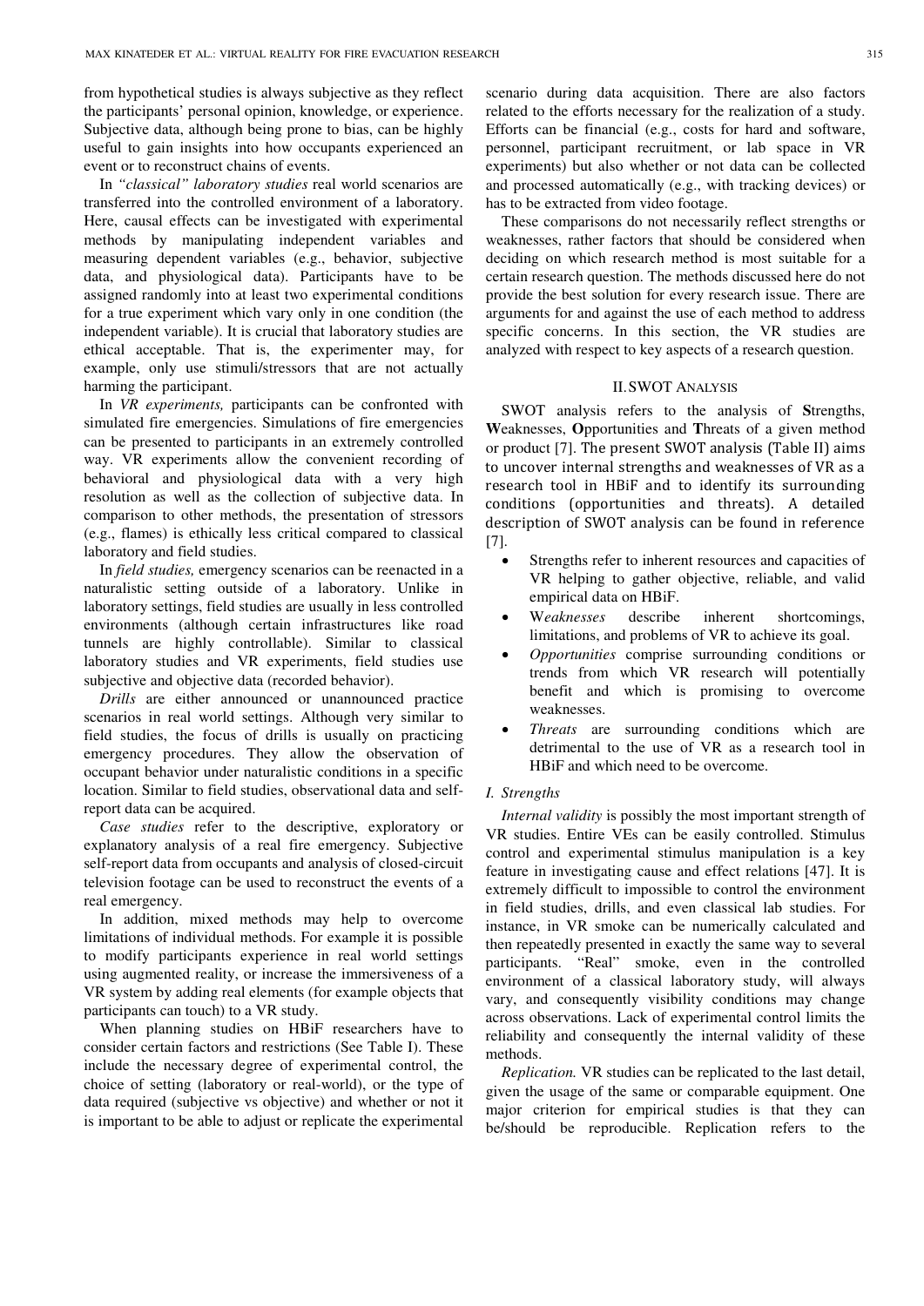from hypothetical studies is always subjective as they reflect the participants' personal opinion, knowledge, or experience. Subjective data, although being prone to bias, can be highly useful to gain insights into how occupants experienced an event or to reconstruct chains of events.

In *"classical" laboratory studies* real world scenarios are transferred into the controlled environment of a laboratory. Here, causal effects can be investigated with experimental methods by manipulating independent variables and measuring dependent variables (e.g., behavior, subjective data, and physiological data). Participants have to be assigned randomly into at least two experimental conditions for a true experiment which vary only in one condition (the independent variable). It is crucial that laboratory studies are ethical acceptable. That is, the experimenter may, for example, only use stimuli/stressors that are not actually harming the participant.

In *VR experiments,* participants can be confronted with simulated fire emergencies. Simulations of fire emergencies can be presented to participants in an extremely controlled way. VR experiments allow the convenient recording of behavioral and physiological data with a very high resolution as well as the collection of subjective data. In comparison to other methods, the presentation of stressors (e.g., flames) is ethically less critical compared to classical laboratory and field studies.

In *field studies,* emergency scenarios can be reenacted in a naturalistic setting outside of a laboratory. Unlike in laboratory settings, field studies are usually in less controlled environments (although certain infrastructures like road tunnels are highly controllable). Similar to classical laboratory studies and VR experiments, field studies use subjective and objective data (recorded behavior).

*Drills* are either announced or unannounced practice scenarios in real world settings. Although very similar to field studies, the focus of drills is usually on practicing emergency procedures. They allow the observation of occupant behavior under naturalistic conditions in a specific location. Similar to field studies, observational data and self-report data can be acquired.

*Case studies* refer to the descriptive, exploratory or explanatory analysis of a real fire emergency. Subjective self-report data from occupants and analysis of closed-circuit television footage can be used to reconstruct the events of a real emergency.

In addition, mixed methods may help to overcome limitations of individual methods. For example it is possible to modify participants experience in real world settings using augmented reality, or increase the immersiveness of a VR system by adding real elements (for example objects that participants can touch) to a VR study.

When planning studies on HBiF researchers have to consider certain factors and restrictions (See Table I). These include the necessary degree of experimental control, the choice of setting (laboratory or real-world), or the type of data required (subjective vs objective) and whether or not it is important to be able to adjust or replicate the experimental scenario during data acquisition. There are also factors related to the efforts necessary for the realization of a study. Efforts can be financial (e.g., costs for hard and software, personnel, participant recruitment, or lab space in VR experiments) but also whether or not data can be collected and processed automatically (e.g., with tracking devices) or has to be extracted from video footage.

These comparisons do not necessarily reflect strengths or weaknesses, rather factors that should be considered when deciding on which research method is most suitable for a certain research question. The methods discussed here do not provide the best solution for every research issue. There are arguments for and against the use of each method to address specific concerns. In this section, the VR studies are analyzed with respect to key aspects of a research question.

## II. SWOT Analysis

SWOT analysis refers to the analysis of **S**trengths, **W**eaknesses, **O**pportunities and **T**hreats of a given method or product [7]. The present SWOT analysis (Table II) aims to uncover internal strengths and weaknesses of VR as a research tool in HBiF and to identify its surrounding conditions (opportunities and threats). A detailed description of SWOT analysis can be found in reference [7].

- Strengths refer to inherent resources and capacities of VR helping to gather objective, reliable, and valid empirical data on HBiF.
- W*eaknesses* describe inherent shortcomings, limitations, and problems of VR to achieve its goal.
- *Opportunities* comprise surrounding conditions or trends from which VR research will potentially benefit and which is promising to overcome weaknesses.
- *Threats* are surrounding conditions which are detrimental to the use of VR as a research tool in HBiF and which need to be overcome.

### *I. Strengths*

*Internal validity* is possibly the most important strength of VR studies. Entire VEs can be easily controlled. Stimulus control and experimental stimulus manipulation is a key feature in investigating cause and effect relations [47]. It is extremely difficult to impossible to control the environment in field studies, drills, and even classical lab studies. For instance, in VR smoke can be numerically calculated and then repeatedly presented in exactly the same way to several participants. "Real" smoke, even in the controlled environment of a classical laboratory study, will always vary, and consequently visibility conditions may change across observations. Lack of experimental control limits the reliability and consequently the internal validity of these methods.

*Replication.* VR studies can be replicated to the last detail, given the usage of the same or comparable equipment. One major criterion for empirical studies is that they can be/should be reproducible. Replication refers to the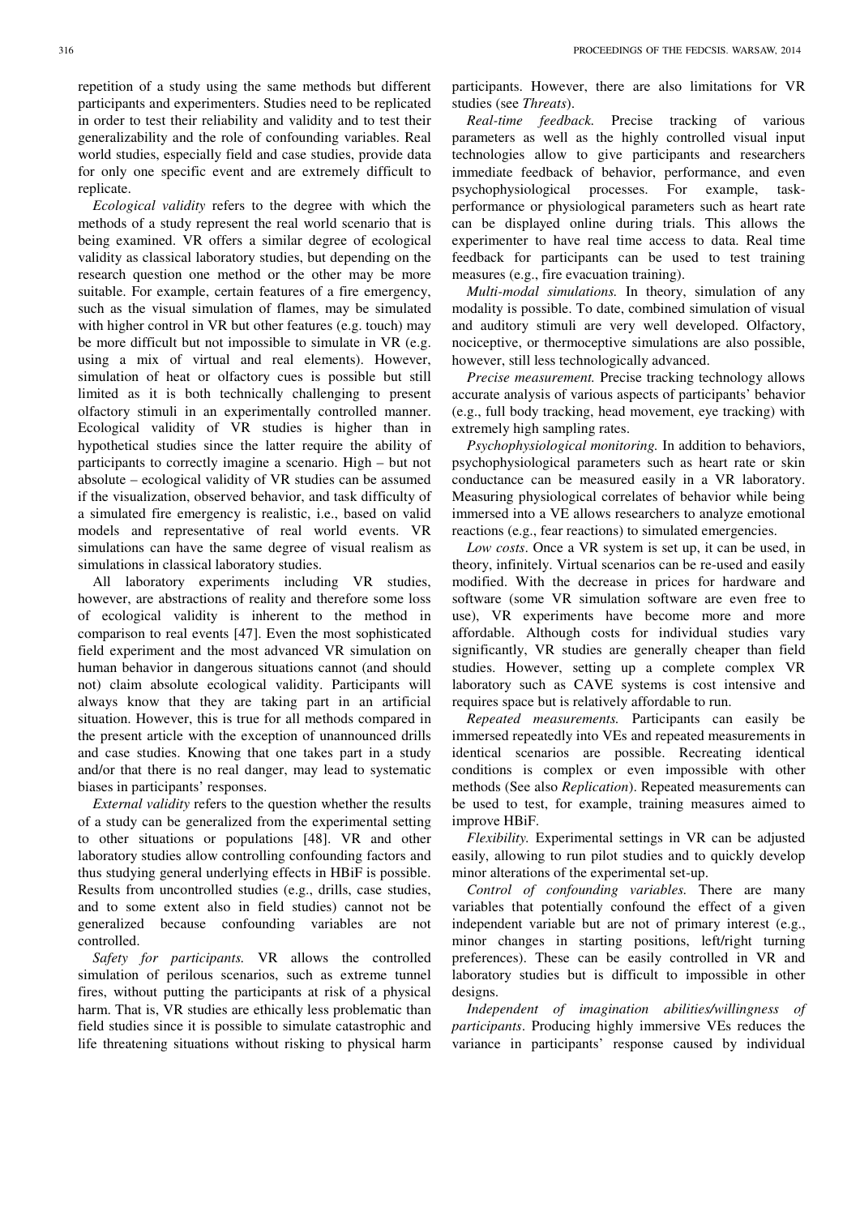repetition of a study using the same methods but different participants and experimenters. Studies need to be replicated in order to test their reliability and validity and to test their generalizability and the role of confounding variables. Real world studies, especially field and case studies, provide data for only one specific event and are extremely difficult to replicate.

*Ecological validity* refers to the degree with which the methods of a study represent the real world scenario that is being examined. VR offers a similar degree of ecological validity as classical laboratory studies, but depending on the research question one method or the other may be more suitable. For example, certain features of a fire emergency, such as the visual simulation of flames, may be simulated with higher control in VR but other features (e.g. touch) may be more difficult but not impossible to simulate in VR (e.g. using a mix of virtual and real elements). However, simulation of heat or olfactory cues is possible but still limited as it is both technically challenging to present olfactory stimuli in an experimentally controlled manner. Ecological validity of VR studies is higher than in hypothetical studies since the latter require the ability of participants to correctly imagine a scenario. High – but not absolute – ecological validity of VR studies can be assumed if the visualization, observed behavior, and task difficulty of a simulated fire emergency is realistic, i.e., based on valid models and representative of real world events. VR simulations can have the same degree of visual realism as simulations in classical laboratory studies.

All laboratory experiments including VR studies, however, are abstractions of reality and therefore some loss of ecological validity is inherent to the method in comparison to real events [47]. Even the most sophisticated field experiment and the most advanced VR simulation on human behavior in dangerous situations cannot (and should not) claim absolute ecological validity. Participants will always know that they are taking part in an artificial situation. However, this is true for all methods compared in the present article with the exception of unannounced drills and case studies. Knowing that one takes part in a study and/or that there is no real danger, may lead to systematic biases in participants' responses.

*External validity* refers to the question whether the results of a study can be generalized from the experimental setting to other situations or populations [48]. VR and other laboratory studies allow controlling confounding factors and thus studying general underlying effects in HBiF is possible. Results from uncontrolled studies (e.g., drills, case studies, and to some extent also in field studies) cannot not be generalized because confounding variables are not controlled.

*Safety for participants.* VR allows the controlled simulation of perilous scenarios, such as extreme tunnel fires, without putting the participants at risk of a physical harm. That is, VR studies are ethically less problematic than field studies since it is possible to simulate catastrophic and life threatening situations without risking to physical harm participants. However, there are also limitations for VR studies (see *Threats*).

*Real-time feedback.* Precise tracking of various parameters as well as the highly controlled visual input technologies allow to give participants and researchers immediate feedback of behavior, performance, and even psychophysiological processes. For example, task-performance or physiological parameters such as heart rate can be displayed online during trials. This allows the experimenter to have real time access to data. Real time feedback for participants can be used to test training measures (e.g., fire evacuation training).

*Multi-modal simulations.* In theory, simulation of any modality is possible. To date, combined simulation of visual and auditory stimuli are very well developed. Olfactory, nociceptive, or thermoceptive simulations are also possible, however, still less technologically advanced.

*Precise measurement.* Precise tracking technology allows accurate analysis of various aspects of participants' behavior (e.g., full body tracking, head movement, eye tracking) with extremely high sampling rates.

*Psychophysiological monitoring.* In addition to behaviors, psychophysiological parameters such as heart rate or skin conductance can be measured easily in a VR laboratory. Measuring physiological correlates of behavior while being immersed into a VE allows researchers to analyze emotional reactions (e.g., fear reactions) to simulated emergencies.

*Low costs*. Once a VR system is set up, it can be used, in theory, infinitely. Virtual scenarios can be re-used and easily modified. With the decrease in prices for hardware and software (some VR simulation software are even free to use), VR experiments have become more and more affordable. Although costs for individual studies vary significantly, VR studies are generally cheaper than field studies. However, setting up a complete complex VR laboratory such as CAVE systems is cost intensive and requires space but is relatively affordable to run.

*Repeated measurements.* Participants can easily be immersed repeatedly into VEs and repeated measurements in identical scenarios are possible. Recreating identical conditions is complex or even impossible with other methods (See also *Replication*). Repeated measurements can be used to test, for example, training measures aimed to improve HBiF.

*Flexibility.* Experimental settings in VR can be adjusted easily, allowing to run pilot studies and to quickly develop minor alterations of the experimental set-up.

*Control of confounding variables.* There are many variables that potentially confound the effect of a given independent variable but are not of primary interest (e.g., minor changes in starting positions, left/right turning preferences). These can be easily controlled in VR and laboratory studies but is difficult to impossible in other designs.

*Independent of imagination abilities/willingness of participants*. Producing highly immersive VEs reduces the variance in participants' response caused by individual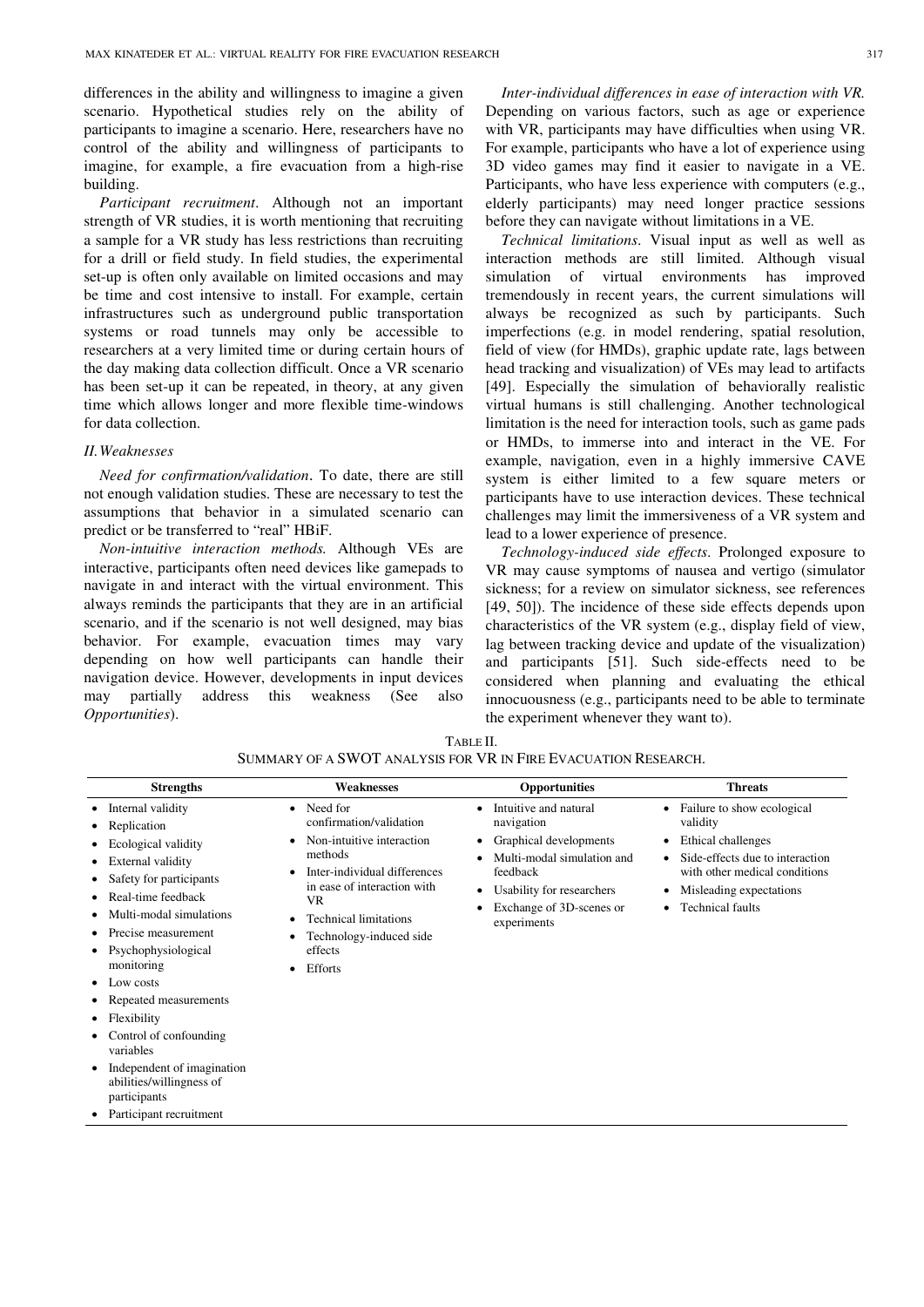differences in the ability and willingness to imagine a given scenario. Hypothetical studies rely on the ability of participants to imagine a scenario. Here, researchers have no control of the ability and willingness of participants to imagine, for example, a fire evacuation from a high-rise building.

*Participant recruitment*. Although not an important strength of VR studies, it is worth mentioning that recruiting a sample for a VR study has less restrictions than recruiting for a drill or field study. In field studies, the experimental set-up is often only available on limited occasions and may be time and cost intensive to install. For example, certain infrastructures such as underground public transportation systems or road tunnels may only be accessible to researchers at a very limited time or during certain hours of the day making data collection difficult. Once a VR scenario has been set-up it can be repeated, in theory, at any given time which allows longer and more flexible time-windows for data collection.

### *II. Weaknesses*

*Need for confirmation/validation*. To date, there are still not enough validation studies. These are necessary to test the assumptions that behavior in a simulated scenario can predict or be transferred to "real" HBiF.

*Non-intuitive interaction methods.* Although VEs are interactive, participants often need devices like gamepads to navigate in and interact with the virtual environment. This always reminds the participants that they are in an artificial scenario, and if the scenario is not well designed, may bias behavior. For example, evacuation times may vary depending on how well participants can handle their navigation device. However, developments in input devices may partially address this weakness (See also *Opportunities*).

*Inter-individual differences in ease of interaction with VR.* Depending on various factors, such as age or experience with VR, participants may have difficulties when using VR. For example, participants who have a lot of experience using 3D video games may find it easier to navigate in a VE. Participants, who have less experience with computers (e.g., elderly participants) may need longer practice sessions before they can navigate without limitations in a VE.

*Technical limitations*. Visual input as well as well as interaction methods are still limited. Although visual simulation of virtual environments has improved tremendously in recent years, the current simulations will always be recognized as such by participants. Such imperfections (e.g. in model rendering, spatial resolution, field of view (for HMDs), graphic update rate, lags between head tracking and visualization) of VEs may lead to artifacts [49]. Especially the simulation of behaviorally realistic virtual humans is still challenging. Another technological limitation is the need for interaction tools, such as game pads or HMDs, to immerse into and interact in the VE. For example, navigation, even in a highly immersive CAVE system is either limited to a few square meters or participants have to use interaction devices. These technical challenges may limit the immersiveness of a VR system and lead to a lower experience of presence.

*Technology-induced side effects*. Prolonged exposure to VR may cause symptoms of nausea and vertigo (simulator sickness; for a review on simulator sickness, see references [49, 50]). The incidence of these side effects depends upon characteristics of the VR system (e.g., display field of view, lag between tracking device and update of the visualization) and participants [51]. Such side-effects need to be considered when planning and evaluating the ethical innocuousness (e.g., participants need to be able to terminate the experiment whenever they want to).

TABLE II.
SUMMARY OF A SWOT ANALYSIS FOR VR IN FIRE EVACUATION RESEARCH.

| Strengths | Weaknesses | Opportunities | Threats |
|---|---|---|---|
| • Internal validity<br>• Replication<br>• Ecological validity<br>• External validity<br>• Safety for participants<br>• Real-time feedback<br>• Multi-modal simulations<br>• Precise measurement<br>• Psychophysiological monitoring<br>• Low costs<br>• Repeated measurements<br>• Flexibility<br>• Control of confounding variables<br>• Independent of imagination abilities/willingness of participants<br>• Participant recruitment | • Need for confirmation/validation<br>• Non-intuitive interaction methods<br>• Inter-individual differences in ease of interaction with VR<br>• Technical limitations<br>• Technology-induced side effects<br>• Efforts | • Intuitive and natural navigation<br>• Graphical developments<br>• Multi-modal simulation and feedback<br>• Usability for researchers<br>• Exchange of 3D-scenes or experiments | • Failure to show ecological validity<br>• Ethical challenges<br>• Side-effects due to interaction with other medical conditions<br>• Misleading expectations<br>• Technical faults |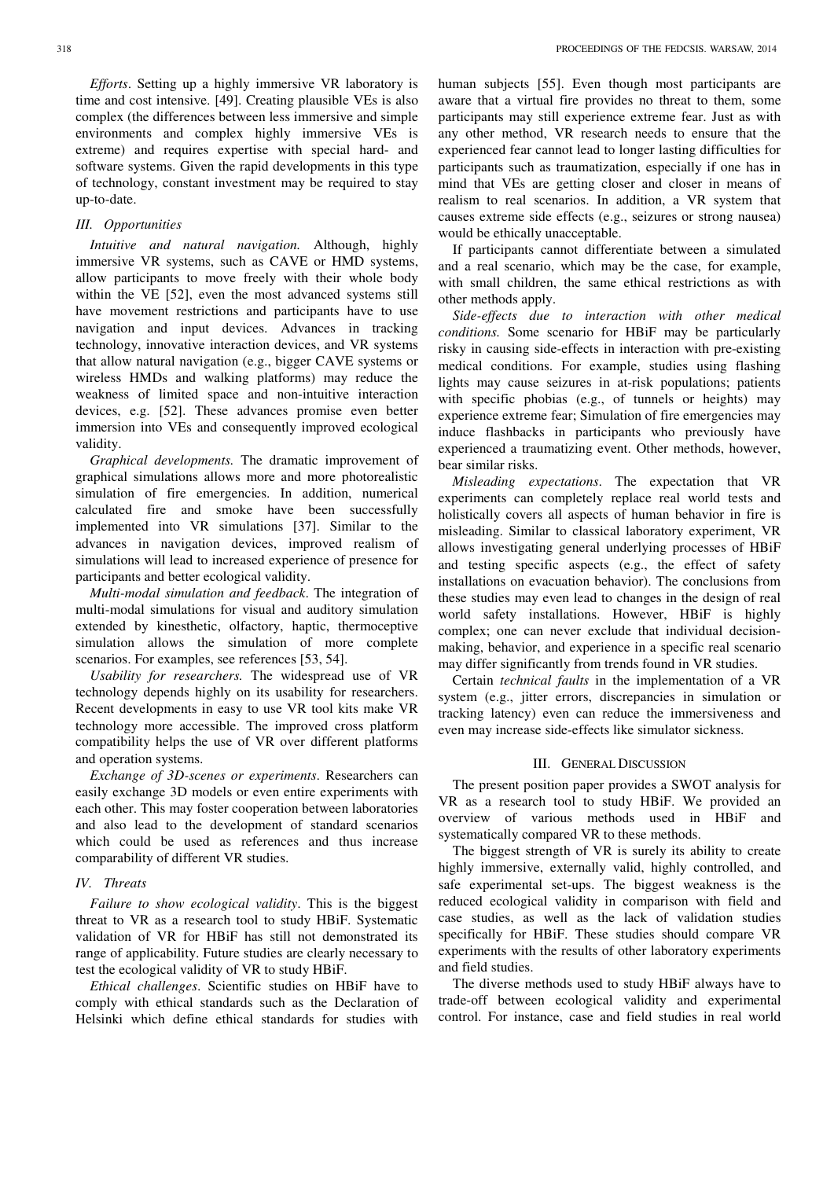*Efforts*. Setting up a highly immersive VR laboratory is time and cost intensive. [49]. Creating plausible VEs is also complex (the differences between less immersive and simple environments and complex highly immersive VEs is extreme) and requires expertise with special hard- and software systems. Given the rapid developments in this type of technology, constant investment may be required to stay up-to-date.

### III. Opportunities

*Intuitive and natural navigation.* Although, highly immersive VR systems, such as CAVE or HMD systems, allow participants to move freely with their whole body within the VE [52], even the most advanced systems still have movement restrictions and participants have to use navigation and input devices. Advances in tracking technology, innovative interaction devices, and VR systems that allow natural navigation (e.g., bigger CAVE systems or wireless HMDs and walking platforms) may reduce the weakness of limited space and non-intuitive interaction devices, e.g. [52]. These advances promise even better immersion into VEs and consequently improved ecological validity.

*Graphical developments.* The dramatic improvement of graphical simulations allows more and more photorealistic simulation of fire emergencies. In addition, numerical calculated fire and smoke have been successfully implemented into VR simulations [37]. Similar to the advances in navigation devices, improved realism of simulations will lead to increased experience of presence for participants and better ecological validity.

*Multi-modal simulation and feedback*. The integration of multi-modal simulations for visual and auditory simulation extended by kinesthetic, olfactory, haptic, thermoceptive simulation allows the simulation of more complete scenarios. For examples, see references [53, 54].

*Usability for researchers.* The widespread use of VR technology depends highly on its usability for researchers. Recent developments in easy to use VR tool kits make VR technology more accessible. The improved cross platform compatibility helps the use of VR over different platforms and operation systems.

*Exchange of 3D-scenes or experiments*. Researchers can easily exchange 3D models or even entire experiments with each other. This may foster cooperation between laboratories and also lead to the development of standard scenarios which could be used as references and thus increase comparability of different VR studies.

### IV. Threats

*Failure to show ecological validity*. This is the biggest threat to VR as a research tool to study HBiF. Systematic validation of VR for HBiF has still not demonstrated its range of applicability. Future studies are clearly necessary to test the ecological validity of VR to study HBiF.

*Ethical challenges*. Scientific studies on HBiF have to comply with ethical standards such as the Declaration of Helsinki which define ethical standards for studies with human subjects [55]. Even though most participants are aware that a virtual fire provides no threat to them, some participants may still experience extreme fear. Just as with any other method, VR research needs to ensure that the experienced fear cannot lead to longer lasting difficulties for participants such as traumatization, especially if one has in mind that VEs are getting closer and closer in means of realism to real scenarios. In addition, a VR system that causes extreme side effects (e.g., seizures or strong nausea) would be ethically unacceptable.

If participants cannot differentiate between a simulated and a real scenario, which may be the case, for example, with small children, the same ethical restrictions as with other methods apply.

*Side-effects due to interaction with other medical conditions.* Some scenario for HBiF may be particularly risky in causing side-effects in interaction with pre-existing medical conditions. For example, studies using flashing lights may cause seizures in at-risk populations; patients with specific phobias (e.g., of tunnels or heights) may experience extreme fear; Simulation of fire emergencies may induce flashbacks in participants who previously have experienced a traumatizing event. Other methods, however, bear similar risks.

*Misleading expectations*. The expectation that VR experiments can completely replace real world tests and holistically covers all aspects of human behavior in fire is misleading. Similar to classical laboratory experiment, VR allows investigating general underlying processes of HBiF and testing specific aspects (e.g., the effect of safety installations on evacuation behavior). The conclusions from these studies may even lead to changes in the design of real world safety installations. However, HBiF is highly complex; one can never exclude that individual decision-making, behavior, and experience in a specific real scenario may differ significantly from trends found in VR studies.

Certain *technical faults* in the implementation of a VR system (e.g., jitter errors, discrepancies in simulation or tracking latency) even can reduce the immersiveness and even may increase side-effects like simulator sickness.

## III. General Discussion

The present position paper provides a SWOT analysis for VR as a research tool to study HBiF. We provided an overview of various methods used in HBiF and systematically compared VR to these methods.

The biggest strength of VR is surely its ability to create highly immersive, externally valid, highly controlled, and safe experimental set-ups. The biggest weakness is the reduced ecological validity in comparison with field and case studies, as well as the lack of validation studies specifically for HBiF. These studies should compare VR experiments with the results of other laboratory experiments and field studies.

The diverse methods used to study HBiF always have to trade-off between ecological validity and experimental control. For instance, case and field studies in real world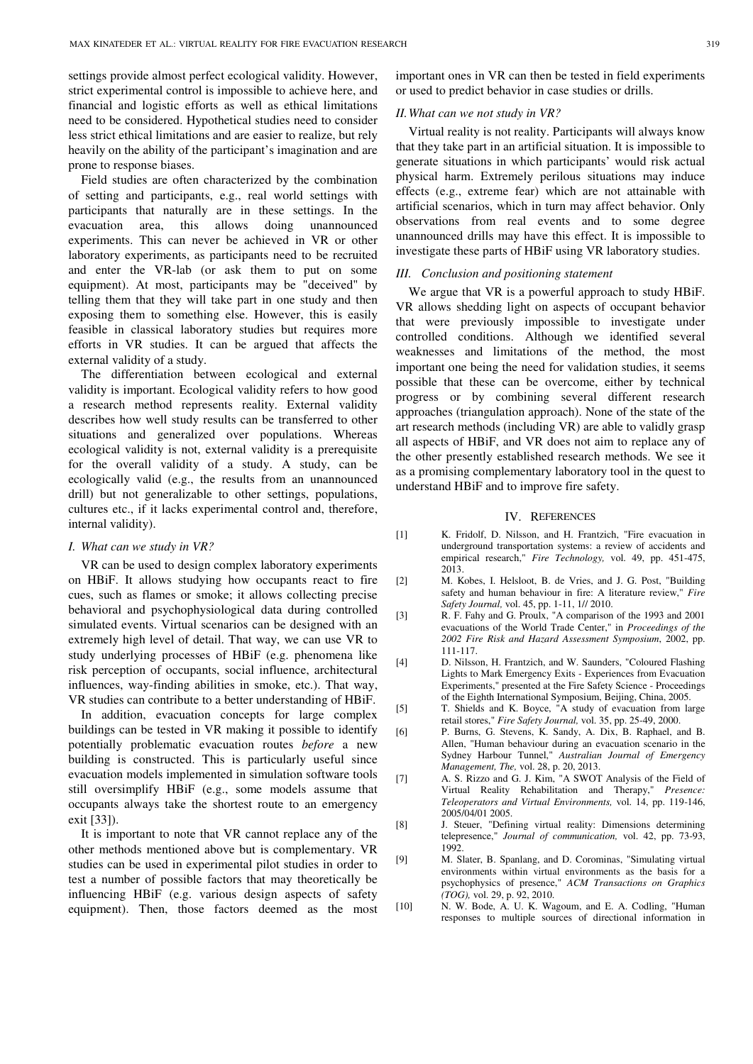settings provide almost perfect ecological validity. However, strict experimental control is impossible to achieve here, and financial and logistic efforts as well as ethical limitations need to be considered. Hypothetical studies need to consider less strict ethical limitations and are easier to realize, but rely heavily on the ability of the participant's imagination and are prone to response biases.

Field studies are often characterized by the combination of setting and participants, e.g., real world settings with participants that naturally are in these settings. In the evacuation area, this allows doing unannounced experiments. This can never be achieved in VR or other laboratory experiments, as participants need to be recruited and enter the VR-lab (or ask them to put on some equipment). At most, participants may be "deceived" by telling them that they will take part in one study and then exposing them to something else. However, this is easily feasible in classical laboratory studies but requires more efforts in VR studies. It can be argued that affects the external validity of a study.

The differentiation between ecological and external validity is important. Ecological validity refers to how good a research method represents reality. External validity describes how well study results can be transferred to other situations and generalized over populations. Whereas ecological validity is not, external validity is a prerequisite for the overall validity of a study. A study, can be ecologically valid (e.g., the results from an unannounced drill) but not generalizable to other settings, populations, cultures etc., if it lacks experimental control and, therefore, internal validity).

### *I. What can we study in VR?*

VR can be used to design complex laboratory experiments on HBiF. It allows studying how occupants react to fire cues, such as flames or smoke; it allows collecting precise behavioral and psychophysiological data during controlled simulated events. Virtual scenarios can be designed with an extremely high level of detail. That way, we can use VR to study underlying processes of HBiF (e.g. phenomena like risk perception of occupants, social influence, architectural influences, way-finding abilities in smoke, etc.). That way, VR studies can contribute to a better understanding of HBiF.

In addition, evacuation concepts for large complex buildings can be tested in VR making it possible to identify potentially problematic evacuation routes *before* a new building is constructed. This is particularly useful since evacuation models implemented in simulation software tools still oversimplify HBiF (e.g., some models assume that occupants always take the shortest route to an emergency exit [33]).

It is important to note that VR cannot replace any of the other methods mentioned above but is complementary. VR studies can be used in experimental pilot studies in order to test a number of possible factors that may theoretically be influencing HBiF (e.g. various design aspects of safety equipment). Then, those factors deemed as the most important ones in VR can then be tested in field experiments or used to predict behavior in case studies or drills.

### *II. What can we not study in VR?*

Virtual reality is not reality. Participants will always know that they take part in an artificial situation. It is impossible to generate situations in which participants' would risk actual physical harm. Extremely perilous situations may induce effects (e.g., extreme fear) which are not attainable with artificial scenarios, which in turn may affect behavior. Only observations from real events and to some degree unannounced drills may have this effect. It is impossible to investigate these parts of HBiF using VR laboratory studies.

### *III. Conclusion and positioning statement*

We argue that VR is a powerful approach to study HBiF. VR allows shedding light on aspects of occupant behavior that were previously impossible to investigate under controlled conditions. Although we identified several weaknesses and limitations of the method, the most important one being the need for validation studies, it seems possible that these can be overcome, either by technical progress or by combining several different research approaches (triangulation approach). None of the state of the art research methods (including VR) are able to validly grasp all aspects of HBiF, and VR does not aim to replace any of the other presently established research methods. We see it as a promising complementary laboratory tool in the quest to understand HBiF and to improve fire safety.

## IV. REFERENCES

[1] K. Fridolf, D. Nilsson, and H. Frantzich, "Fire evacuation in underground transportation systems: a review of accidents and empirical research," *Fire Technology,* vol. 49, pp. 451-475, 2013.

[2] M. Kobes, I. Helsloot, B. de Vries, and J. G. Post, "Building safety and human behaviour in fire: A literature review," *Fire Safety Journal,* vol. 45, pp. 1-11, 1// 2010.

[3] R. F. Fahy and G. Proulx, "A comparison of the 1993 and 2001 evacuations of the World Trade Center," in *Proceedings of the 2002 Fire Risk and Hazard Assessment Symposium*, 2002, pp. 111-117.

[4] D. Nilsson, H. Frantzich, and W. Saunders, "Coloured Flashing Lights to Mark Emergency Exits - Experiences from Evacuation Experiments," presented at the Fire Safety Science - Proceedings of the Eighth International Symposium, Beijing, China, 2005.

[5] T. Shields and K. Boyce, "A study of evacuation from large retail stores," *Fire Safety Journal,* vol. 35, pp. 25-49, 2000.

[6] P. Burns, G. Stevens, K. Sandy, A. Dix, B. Raphael, and B. Allen, "Human behaviour during an evacuation scenario in the Sydney Harbour Tunnel," *Australian Journal of Emergency Management, The,* vol. 28, p. 20, 2013.

[7] A. S. Rizzo and G. J. Kim, "A SWOT Analysis of the Field of Virtual Reality Rehabilitation and Therapy," *Presence: Teleoperators and Virtual Environments,* vol. 14, pp. 119-146, 2005/04/01 2005.

[8] J. Steuer, "Defining virtual reality: Dimensions determining telepresence," *Journal of communication,* vol. 42, pp. 73-93, 1992.

[9] M. Slater, B. Spanlang, and D. Corominas, "Simulating virtual environments within virtual environments as the basis for a psychophysics of presence," *ACM Transactions on Graphics (TOG),* vol. 29, p. 92, 2010.

[10] N. W. Bode, A. U. K. Wagoum, and E. A. Codling, "Human responses to multiple sources of directional information in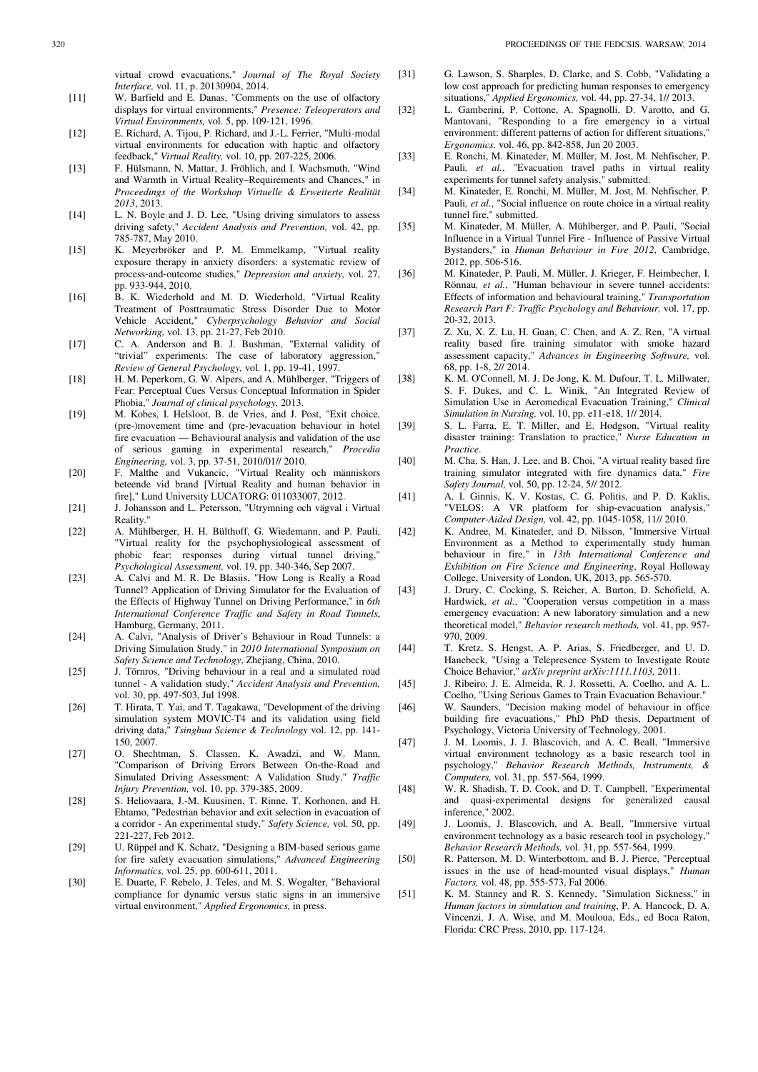virtual crowd evacuations," *Journal of The Royal Society Interface,* vol. 11, p. 20130904, 2014.

[11] W. Barfield and E. Danas, "Comments on the use of olfactory displays for virtual environments," *Presence: Teleoperators and Virtual Environments,* vol. 5, pp. 109-121, 1996.

[12] E. Richard, A. Tijou, P. Richard, and J.-L. Ferrier, "Multi-modal virtual environments for education with haptic and olfactory feedback," *Virtual Reality,* vol. 10, pp. 207-225, 2006.

[13] F. Hülsmann, N. Mattar, J. Fröhlich, and I. Wachsmuth, "Wind and Warmth in Virtual Reality–Requirements and Chances," in *Proceedings of the Workshop Virtuelle & Erweiterte Realität 2013*, 2013.

[14] L. N. Boyle and J. D. Lee, "Using driving simulators to assess driving safety," *Accident Analysis and Prevention,* vol. 42, pp. 785-787, May 2010.

[15] K. Meyerbröker and P. M. Emmelkamp, "Virtual reality exposure therapy in anxiety disorders: a systematic review of process-and-outcome studies," *Depression and anxiety,* vol. 27, pp. 933-944, 2010.

[16] B. K. Wiederhold and M. D. Wiederhold, "Virtual Reality Treatment of Posttraumatic Stress Disorder Due to Motor Vehicle Accident," *Cyberpsychology Behavior and Social Networking,* vol. 13, pp. 21-27, Feb 2010.

[17] C. A. Anderson and B. J. Bushman, "External validity of "trivial" experiments: The case of laboratory aggression," *Review of General Psychology,* vol. 1, pp. 19-41, 1997.

[18] H. M. Peperkorn, G. W. Alpers, and A. Mühlberger, "Triggers of Fear: Perceptual Cues Versus Conceptual Information in Spider Phobia," *Journal of clinical psychology,* 2013.

[19] M. Kobes, I. Helsloot, B. de Vries, and J. Post, "Exit choice, (pre-)movement time and (pre-)evacuation behaviour in hotel fire evacuation — Behavioural analysis and validation of the use of serious gaming in experimental research," *Procedia Engineering,* vol. 3, pp. 37-51, 2010/01// 2010.

[20] F. Malthe and Vukancic, "Virtual Reality och människors beteende vid brand [Virtual Reality and human behavior in fire]," Lund University LUCATORG: 011033007, 2012.

[21] J. Johansson and L. Petersson, "Utrymning och vägval i Virtual Reality."

[22] A. Mühlberger, H. H. Bülthoff, G. Wiedemann, and P. Pauli, "Virtual reality for the psychophysiological assessment of phobic fear: responses during virtual tunnel driving," *Psychological Assessment,* vol. 19, pp. 340-346, Sep 2007.

[23] A. Calvi and M. R. De Blasiis, "How Long is Really a Road Tunnel? Application of Driving Simulator for the Evaluation of the Effects of Highway Tunnel on Driving Performance," in *6th International Conference Traffic and Safety in Road Tunnels*, Hamburg, Germany, 2011.

[24] A. Calvi, "Analysis of Driver's Behaviour in Road Tunnels: a Driving Simulation Study," in *2010 International Symposium on Safety Science and Technology*, Zhejiang, China, 2010.

[25] J. Törnros, "Driving behaviour in a real and a simulated road tunnel - A validation study," *Accident Analysis and Prevention,* vol. 30, pp. 497-503, Jul 1998.

[26] T. Hirata, T. Yai, and T. Tagakawa, "Development of the driving simulation system MOVIC-T4 and its validation using field driving data," *Tsinghua Science & Technology* vol. 12, pp. 141-150, 2007.

[27] O. Shechtman, S. Classen, K. Awadzi, and W. Mann, "Comparison of Driving Errors Between On-the-Road and Simulated Driving Assessment: A Validation Study," *Traffic Injury Prevention,* vol. 10, pp. 379-385, 2009.

[28] S. Heliovaara, J.-M. Kuusinen, T. Rinne, T. Korhonen, and H. Ehtamo, "Pedestrian behavior and exit selection in evacuation of a corridor - An experimental study," *Safety Science,* vol. 50, pp. 221-227, Feb 2012.

[29] U. Rüppel and K. Schatz, "Designing a BIM-based serious game for fire safety evacuation simulations," *Advanced Engineering Informatics,* vol. 25, pp. 600-611, 2011.

[30] E. Duarte, F. Rebelo, J. Teles, and M. S. Wogalter, "Behavioral compliance for dynamic versus static signs in an immersive virtual environment," *Applied Ergonomics,* in press.

[31] G. Lawson, S. Sharples, D. Clarke, and S. Cobb, "Validating a low cost approach for predicting human responses to emergency situations," *Applied Ergonomics,* vol. 44, pp. 27-34, 1// 2013.

[32] L. Gamberini, P. Cottone, A. Spagnolli, D. Varotto, and G. Mantovani, "Responding to a fire emergency in a virtual environment: different patterns of action for different situations," *Ergonomics,* vol. 46, pp. 842-858, Jun 20 2003.

[33] E. Ronchi, M. Kinateder, M. Müller, M. Jost, M. Nehfischer, P. Pauli*, et al.*, "Evacuation travel paths in virtual reality experiments for tunnel safety analysis," submitted.

[34] M. Kinateder, E. Ronchi, M. Müller, M. Jost, M. Nehfischer, P. Pauli*, et al.*, "Social influence on route choice in a virtual reality tunnel fire," submitted.

[35] M. Kinateder, M. Müller, A. Mühlberger, and P. Pauli, "Social Influence in a Virtual Tunnel Fire - Influence of Passive Virtual Bystanders," in *Human Behaviour in Fire 2012*, Cambridge, 2012, pp. 506-516.

[36] M. Kinateder, P. Pauli, M. Müller, J. Krieger, F. Heimbecher, I. Rönnau*, et al.*, "Human behaviour in severe tunnel accidents: Effects of information and behavioural training," *Transportation Research Part F: Traffic Psychology and Behaviour,* vol. 17, pp. 20-32, 2013.

[37] Z. Xu, X. Z. Lu, H. Guan, C. Chen, and A. Z. Ren, "A virtual reality based fire training simulator with smoke hazard assessment capacity," *Advances in Engineering Software,* vol. 68, pp. 1-8, 2// 2014.

[38] K. M. O'Connell, M. J. De Jong, K. M. Dufour, T. L. Millwater, S. F. Dukes, and C. L. Winik, "An Integrated Review of Simulation Use in Aeromedical Evacuation Training," *Clinical Simulation in Nursing,* vol. 10, pp. e11-e18, 1// 2014.

[39] S. L. Farra, E. T. Miller, and E. Hodgson, "Virtual reality disaster training: Translation to practice," *Nurse Education in Practice*.

[40] M. Cha, S. Han, J. Lee, and B. Choi, "A virtual reality based fire training simulator integrated with fire dynamics data," *Fire Safety Journal,* vol. 50, pp. 12-24, 5// 2012.

[41] A. I. Ginnis, K. V. Kostas, C. G. Politis, and P. D. Kaklis, "VELOS: A VR platform for ship-evacuation analysis," *Computer-Aided Design,* vol. 42, pp. 1045-1058, 11// 2010.

[42] K. Andree, M. Kinateder, and D. Nilsson, "Immersive Virtual Environment as a Method to experimentally study human behaviour in fire," in *13th International Conference and Exhibition on Fire Science and Engineering*, Royal Holloway College, University of London, UK, 2013, pp. 565-570.

[43] J. Drury, C. Cocking, S. Reicher, A. Burton, D. Schofield, A. Hardwick*, et al.*, "Cooperation versus competition in a mass emergency evacuation: A new laboratory simulation and a new theoretical model," *Behavior research methods,* vol. 41, pp. 957-970, 2009.

[44] T. Kretz, S. Hengst, A. P. Arias, S. Friedberger, and U. D. Hanebeck, "Using a Telepresence System to Investigate Route Choice Behavior," *arXiv preprint arXiv:1111.1103,* 2011.

[45] J. Ribeiro, J. E. Almeida, R. J. Rossetti, A. Coelho, and A. L. Coelho, "Using Serious Games to Train Evacuation Behaviour."

[46] W. Saunders, "Decision making model of behaviour in office building fire evacuations," PhD PhD thesis, Department of Psychology, Victoria University of Technology, 2001.

[47] J. M. Loomis, J. J. Blascovich, and A. C. Beall, "Immersive virtual environment technology as a basic research tool in psychology," *Behavior Research Methods, Instruments, & Computers,* vol. 31, pp. 557-564, 1999.

[48] W. R. Shadish, T. D. Cook, and D. T. Campbell, "Experimental and quasi-experimental designs for generalized causal inference," 2002.

[49] J. Loomis, J. Blascovich, and A. Beall, "Immersive virtual environment technology as a basic research tool in psychology," *Behavior Research Methods,* vol. 31, pp. 557-564, 1999.

[50] R. Patterson, M. D. Winterbottom, and B. J. Pierce, "Perceptual issues in the use of head-mounted visual displays," *Human Factors,* vol. 48, pp. 555-573, Fal 2006.

[51] K. M. Stanney and R. S. Kennedy, "Simulation Sickness," in *Human factors in simulation and training*, P. A. Hancock, D. A. Vincenzi, J. A. Wise, and M. Mouloua, Eds., ed Boca Raton, Florida: CRC Press, 2010, pp. 117-124.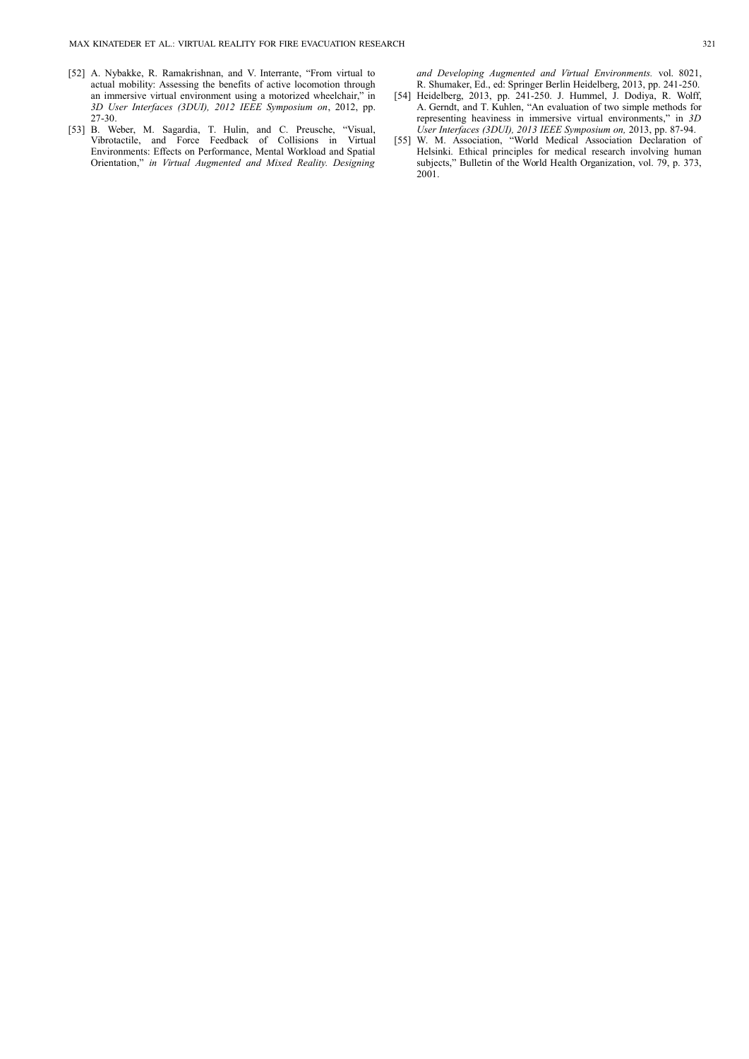[52] A. Nybakke, R. Ramakrishnan, and V. Interrante, "From virtual to actual mobility: Assessing the benefits of active locomotion through an immersive virtual environment using a motorized wheelchair," in *3D User Interfaces (3DUI), 2012 IEEE Symposium on*, 2012, pp. 27-30.

[53] B. Weber, M. Sagardia, T. Hulin, and C. Preusche, "Visual, Vibrotactile, and Force Feedback of Collisions in Virtual Environments: Effects on Performance, Mental Workload and Spatial Orientation," *in Virtual Augmented and Mixed Reality. Designing and Developing Augmented and Virtual Environments.* vol. 8021, R. Shumaker, Ed., ed: Springer Berlin Heidelberg, 2013, pp. 241-250.

[54] Heidelberg, 2013, pp. 241-250. J. Hummel, J. Dodiya, R. Wolff, A. Gerndt, and T. Kuhlen, "An evaluation of two simple methods for representing heaviness in immersive virtual environments," in *3D User Interfaces (3DUI), 2013 IEEE Symposium on,* 2013, pp. 87-94.

[55] W. M. Association, "World Medical Association Declaration of Helsinki. Ethical principles for medical research involving human subjects," Bulletin of the World Health Organization, vol. 79, p. 373, 2001.